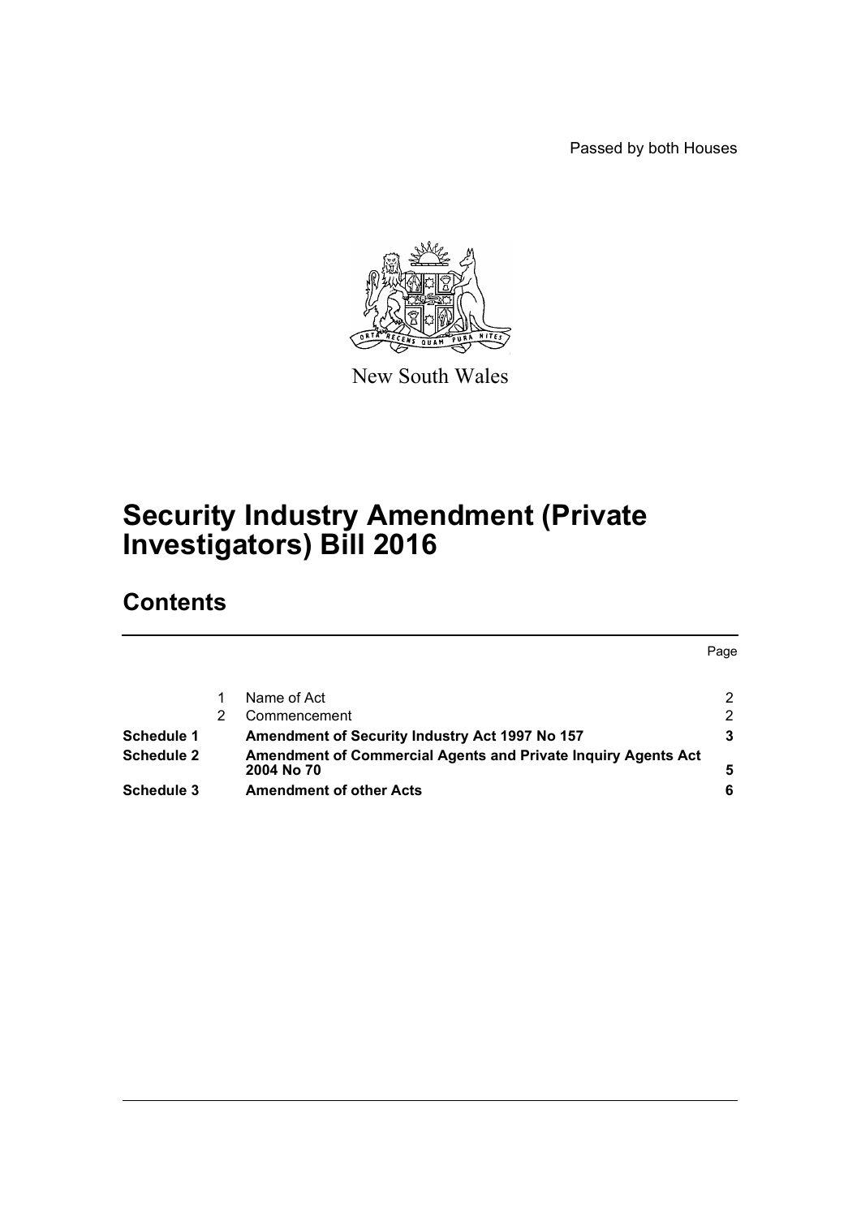Passed by both Houses

New South Wales

# Security Industry Amendment (Private Investigators) Bill 2016

## Contents

| | | | Page |
|---|---|---|---|
| | 1 | Name of Act | 2 |
| | 2 | Commencement | 2 |
| **Schedule 1** | | **Amendment of Security Industry Act 1997 No 157** | **3** |
| **Schedule 2** | | **Amendment of Commercial Agents and Private Inquiry Agents Act 2004 No 70** | **5** |
| **Schedule 3** | | **Amendment of other Acts** | **6** |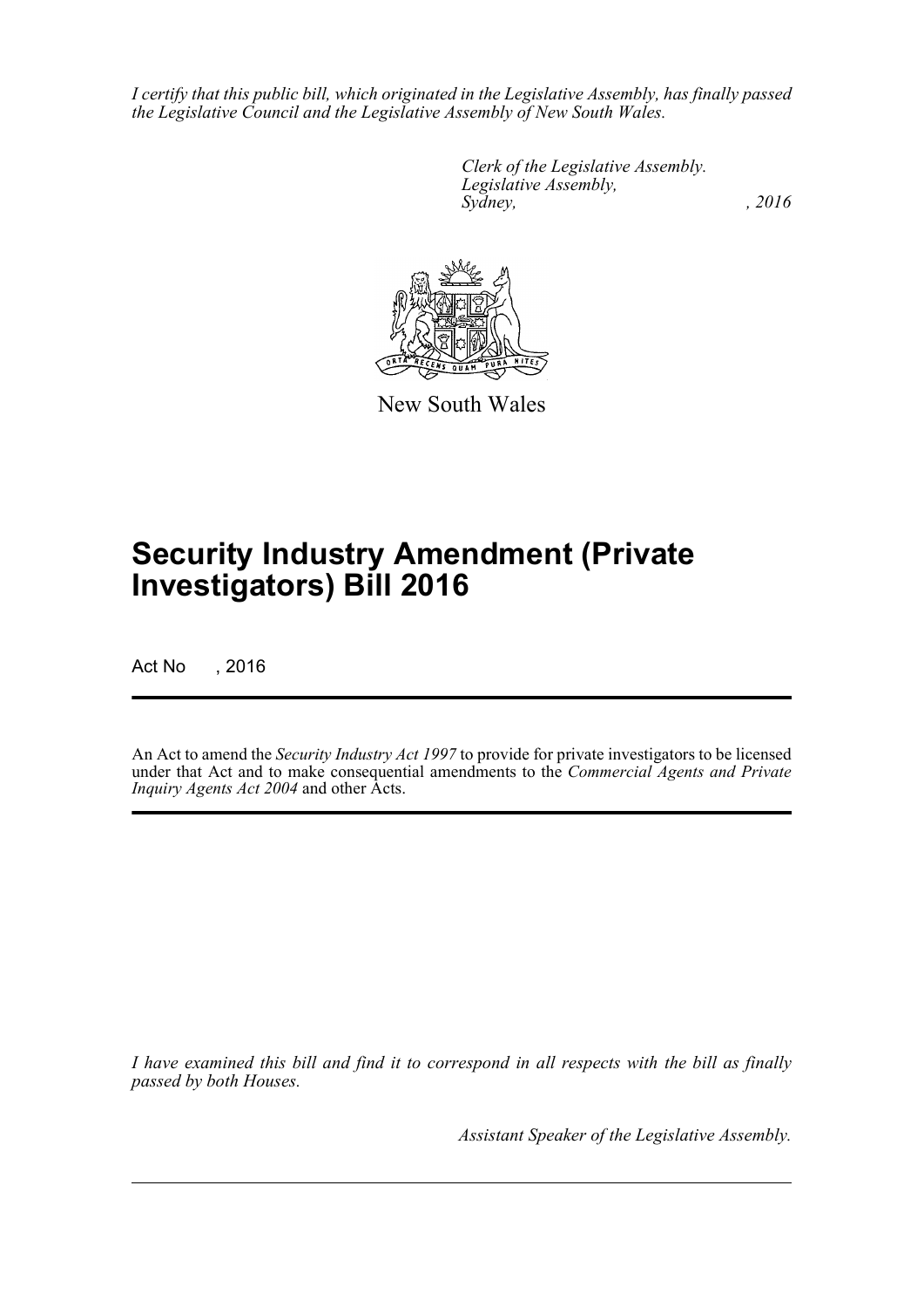*I certify that this public bill, which originated in the Legislative Assembly, has finally passed the Legislative Council and the Legislative Assembly of New South Wales.*

*Clerk of the Legislative Assembly.*
*Legislative Assembly,*
*Sydney, , 2016*

New South Wales

# Security Industry Amendment (Private Investigators) Bill 2016

Act No , 2016

An Act to amend the *Security Industry Act 1997* to provide for private investigators to be licensed under that Act and to make consequential amendments to the *Commercial Agents and Private Inquiry Agents Act 2004* and other Acts.

*I have examined this bill and find it to correspond in all respects with the bill as finally passed by both Houses.*

*Assistant Speaker of the Legislative Assembly.*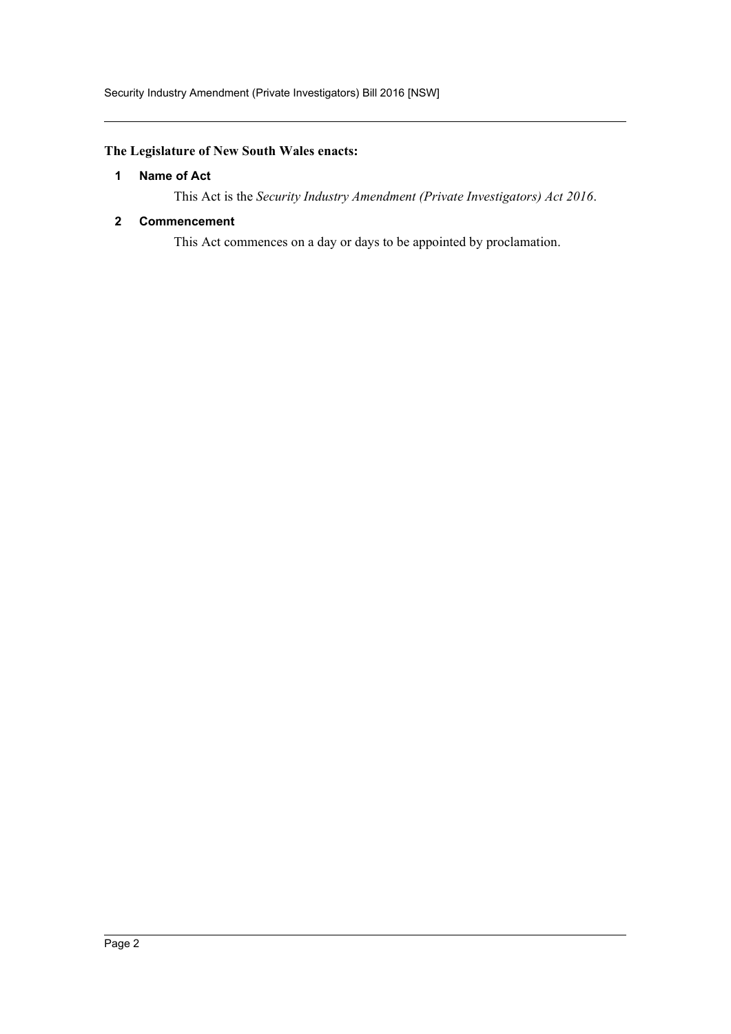**The Legislature of New South Wales enacts:**

**1 Name of Act**

This Act is the *Security Industry Amendment (Private Investigators) Act 2016*.

**2 Commencement**

This Act commences on a day or days to be appointed by proclamation.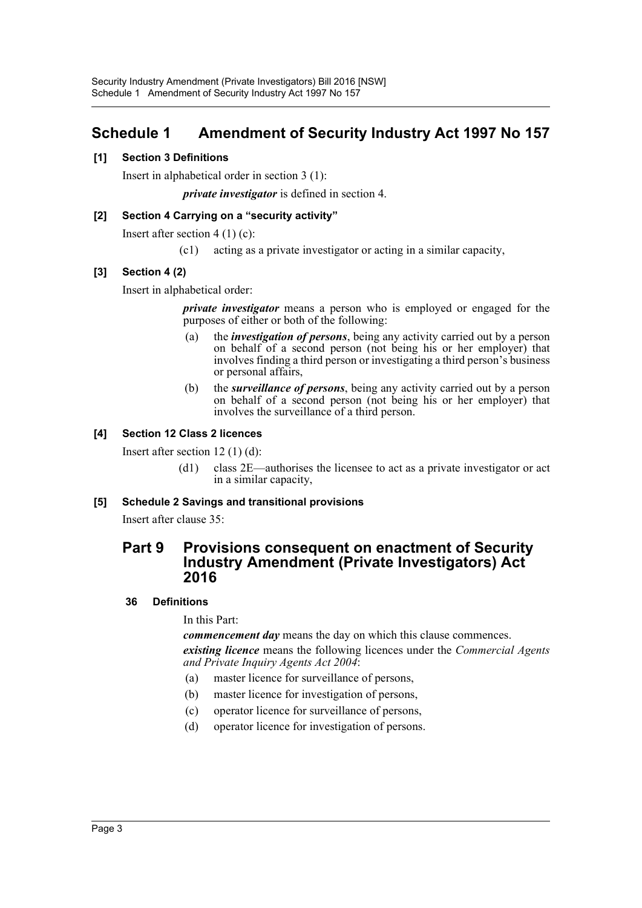# Schedule 1 Amendment of Security Industry Act 1997 No 157

### [1] Section 3 Definitions

Insert in alphabetical order in section 3 (1):

***private investigator*** is defined in section 4.

### [2] Section 4 Carrying on a "security activity"

Insert after section 4 (1) (c):

(c1) acting as a private investigator or acting in a similar capacity,

### [3] Section 4 (2)

Insert in alphabetical order:

***private investigator*** means a person who is employed or engaged for the purposes of either or both of the following:

- (a) the ***investigation of persons***, being any activity carried out by a person on behalf of a second person (not being his or her employer) that involves finding a third person or investigating a third person's business or personal affairs,
- (b) the ***surveillance of persons***, being any activity carried out by a person on behalf of a second person (not being his or her employer) that involves the surveillance of a third person.

### [4] Section 12 Class 2 licences

Insert after section 12 (1) (d):

(d1) class 2E—authorises the licensee to act as a private investigator or act in a similar capacity,

### [5] Schedule 2 Savings and transitional provisions

Insert after clause 35:

## Part 9 Provisions consequent on enactment of Security Industry Amendment (Private Investigators) Act 2016

### 36 Definitions

In this Part:

***commencement day*** means the day on which this clause commences.

***existing licence*** means the following licences under the *Commercial Agents and Private Inquiry Agents Act 2004*:

- (a) master licence for surveillance of persons,
- (b) master licence for investigation of persons,
- (c) operator licence for surveillance of persons,
- (d) operator licence for investigation of persons.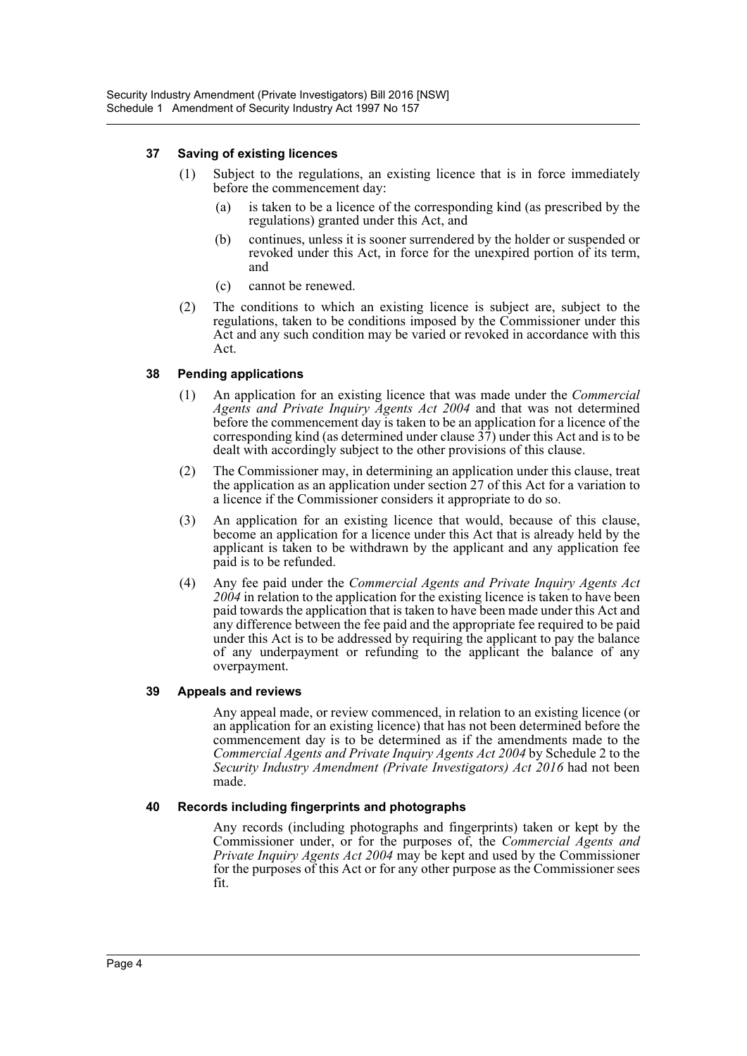#### 37 Saving of existing licences

(1) Subject to the regulations, an existing licence that is in force immediately before the commencement day:

(a) is taken to be a licence of the corresponding kind (as prescribed by the regulations) granted under this Act, and

(b) continues, unless it is sooner surrendered by the holder or suspended or revoked under this Act, in force for the unexpired portion of its term, and

(c) cannot be renewed.

(2) The conditions to which an existing licence is subject are, subject to the regulations, taken to be conditions imposed by the Commissioner under this Act and any such condition may be varied or revoked in accordance with this Act.

#### 38 Pending applications

(1) An application for an existing licence that was made under the *Commercial Agents and Private Inquiry Agents Act 2004* and that was not determined before the commencement day is taken to be an application for a licence of the corresponding kind (as determined under clause 37) under this Act and is to be dealt with accordingly subject to the other provisions of this clause.

(2) The Commissioner may, in determining an application under this clause, treat the application as an application under section 27 of this Act for a variation to a licence if the Commissioner considers it appropriate to do so.

(3) An application for an existing licence that would, because of this clause, become an application for a licence under this Act that is already held by the applicant is taken to be withdrawn by the applicant and any application fee paid is to be refunded.

(4) Any fee paid under the *Commercial Agents and Private Inquiry Agents Act 2004* in relation to the application for the existing licence is taken to have been paid towards the application that is taken to have been made under this Act and any difference between the fee paid and the appropriate fee required to be paid under this Act is to be addressed by requiring the applicant to pay the balance of any underpayment or refunding to the applicant the balance of any overpayment.

#### 39 Appeals and reviews

Any appeal made, or review commenced, in relation to an existing licence (or an application for an existing licence) that has not been determined before the commencement day is to be determined as if the amendments made to the *Commercial Agents and Private Inquiry Agents Act 2004* by Schedule 2 to the *Security Industry Amendment (Private Investigators) Act 2016* had not been made.

#### 40 Records including fingerprints and photographs

Any records (including photographs and fingerprints) taken or kept by the Commissioner under, or for the purposes of, the *Commercial Agents and Private Inquiry Agents Act 2004* may be kept and used by the Commissioner for the purposes of this Act or for any other purpose as the Commissioner sees fit.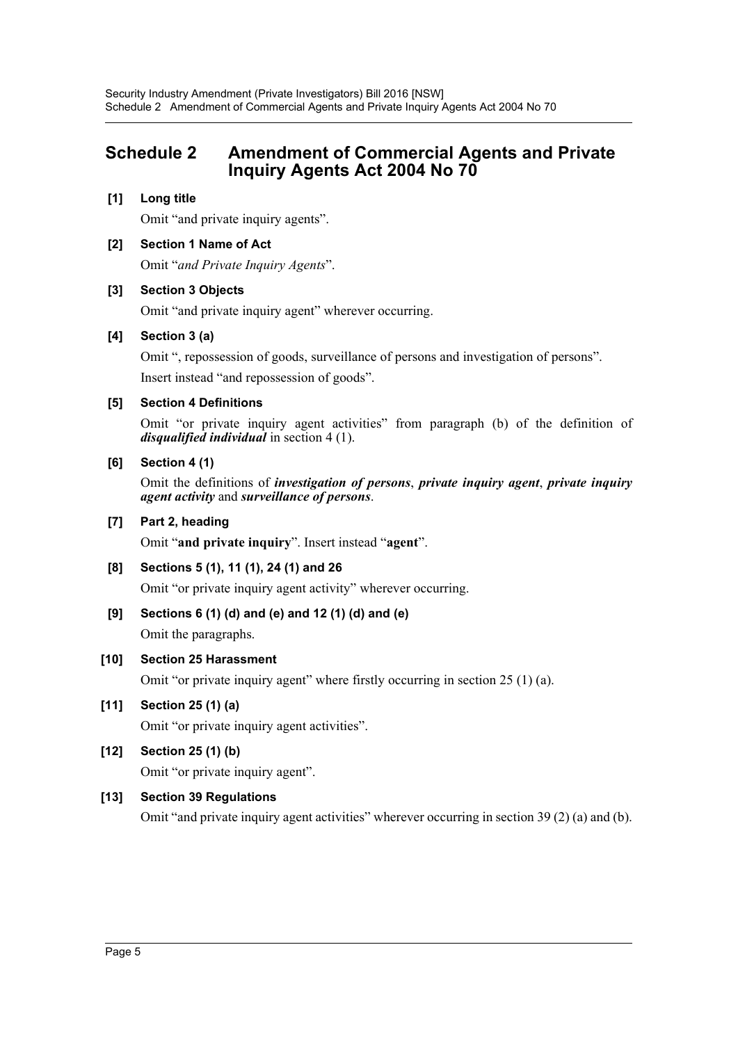# Schedule 2 Amendment of Commercial Agents and Private Inquiry Agents Act 2004 No 70

**[1] Long title**

Omit "and private inquiry agents".

**[2] Section 1 Name of Act**

Omit "*and Private Inquiry Agents*".

**[3] Section 3 Objects**

Omit "and private inquiry agent" wherever occurring.

**[4] Section 3 (a)**

Omit ", repossession of goods, surveillance of persons and investigation of persons".

Insert instead "and repossession of goods".

**[5] Section 4 Definitions**

Omit "or private inquiry agent activities" from paragraph (b) of the definition of ***disqualified individual*** in section 4 (1).

**[6] Section 4 (1)**

Omit the definitions of ***investigation of persons***, ***private inquiry agent***, ***private inquiry agent activity*** and ***surveillance of persons***.

**[7] Part 2, heading**

Omit "**and private inquiry**". Insert instead "**agent**".

**[8] Sections 5 (1), 11 (1), 24 (1) and 26**

Omit "or private inquiry agent activity" wherever occurring.

**[9] Sections 6 (1) (d) and (e) and 12 (1) (d) and (e)**

Omit the paragraphs.

**[10] Section 25 Harassment**

Omit "or private inquiry agent" where firstly occurring in section 25 (1) (a).

**[11] Section 25 (1) (a)**

Omit "or private inquiry agent activities".

**[12] Section 25 (1) (b)**

Omit "or private inquiry agent".

**[13] Section 39 Regulations**

Omit "and private inquiry agent activities" wherever occurring in section 39 (2) (a) and (b).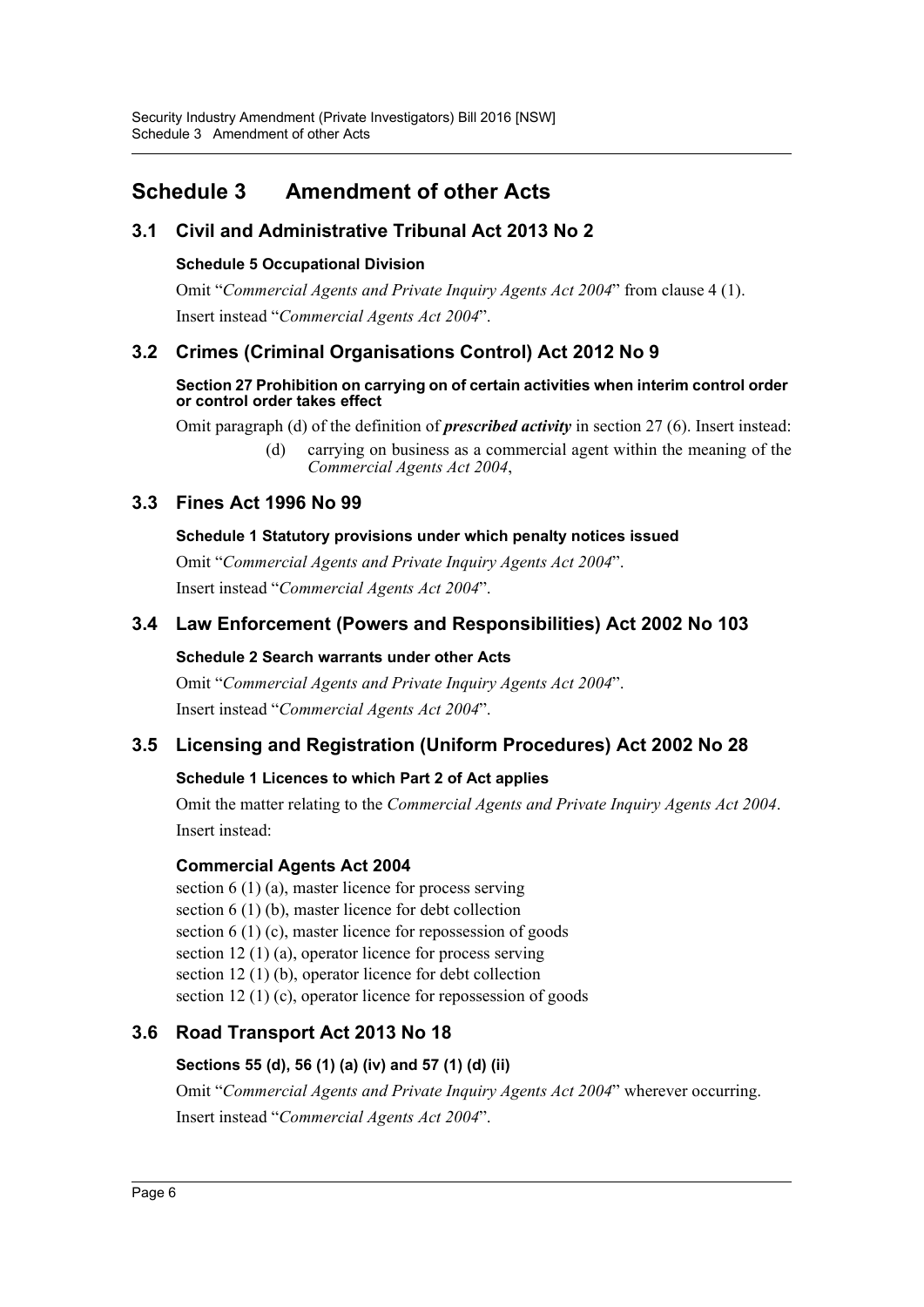# Schedule 3 Amendment of other Acts

## 3.1 Civil and Administrative Tribunal Act 2013 No 2

### Schedule 5 Occupational Division

Omit "*Commercial Agents and Private Inquiry Agents Act 2004*" from clause 4 (1).

Insert instead "*Commercial Agents Act 2004*".

## 3.2 Crimes (Criminal Organisations Control) Act 2012 No 9

### Section 27 Prohibition on carrying on of certain activities when interim control order or control order takes effect

Omit paragraph (d) of the definition of ***prescribed activity*** in section 27 (6). Insert instead:

> (d) carrying on business as a commercial agent within the meaning of the *Commercial Agents Act 2004*,

## 3.3 Fines Act 1996 No 99

### Schedule 1 Statutory provisions under which penalty notices issued

Omit "*Commercial Agents and Private Inquiry Agents Act 2004*".

Insert instead "*Commercial Agents Act 2004*".

## 3.4 Law Enforcement (Powers and Responsibilities) Act 2002 No 103

### Schedule 2 Search warrants under other Acts

Omit "*Commercial Agents and Private Inquiry Agents Act 2004*".

Insert instead "*Commercial Agents Act 2004*".

## 3.5 Licensing and Registration (Uniform Procedures) Act 2002 No 28

### Schedule 1 Licences to which Part 2 of Act applies

Omit the matter relating to the *Commercial Agents and Private Inquiry Agents Act 2004*.

Insert instead:

**Commercial Agents Act 2004**

section 6 (1) (a), master licence for process serving
section 6 (1) (b), master licence for debt collection
section 6 (1) (c), master licence for repossession of goods
section 12 (1) (a), operator licence for process serving
section 12 (1) (b), operator licence for debt collection
section 12 (1) (c), operator licence for repossession of goods

## 3.6 Road Transport Act 2013 No 18

### Sections 55 (d), 56 (1) (a) (iv) and 57 (1) (d) (ii)

Omit "*Commercial Agents and Private Inquiry Agents Act 2004*" wherever occurring.

Insert instead "*Commercial Agents Act 2004*".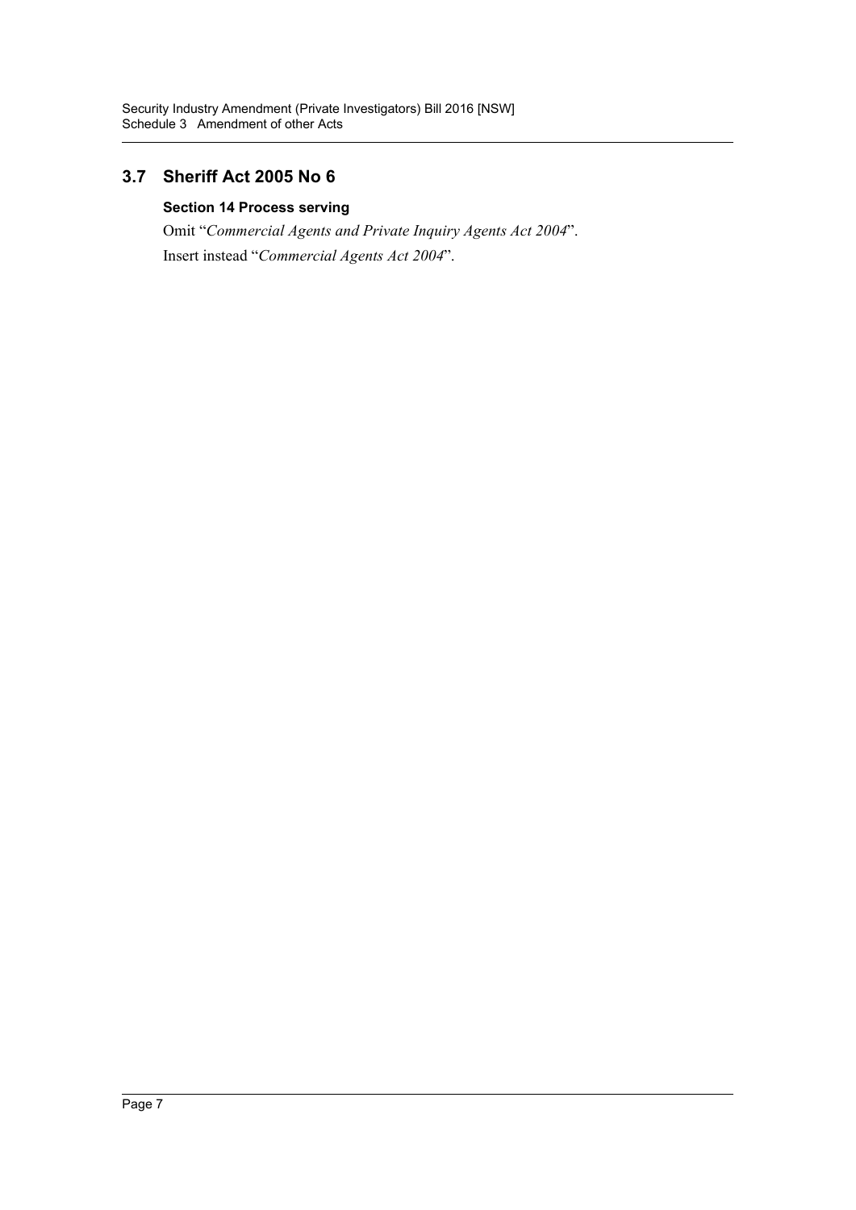## 3.7 Sheriff Act 2005 No 6

### Section 14 Process serving

Omit "*Commercial Agents and Private Inquiry Agents Act 2004*".

Insert instead "*Commercial Agents Act 2004*".